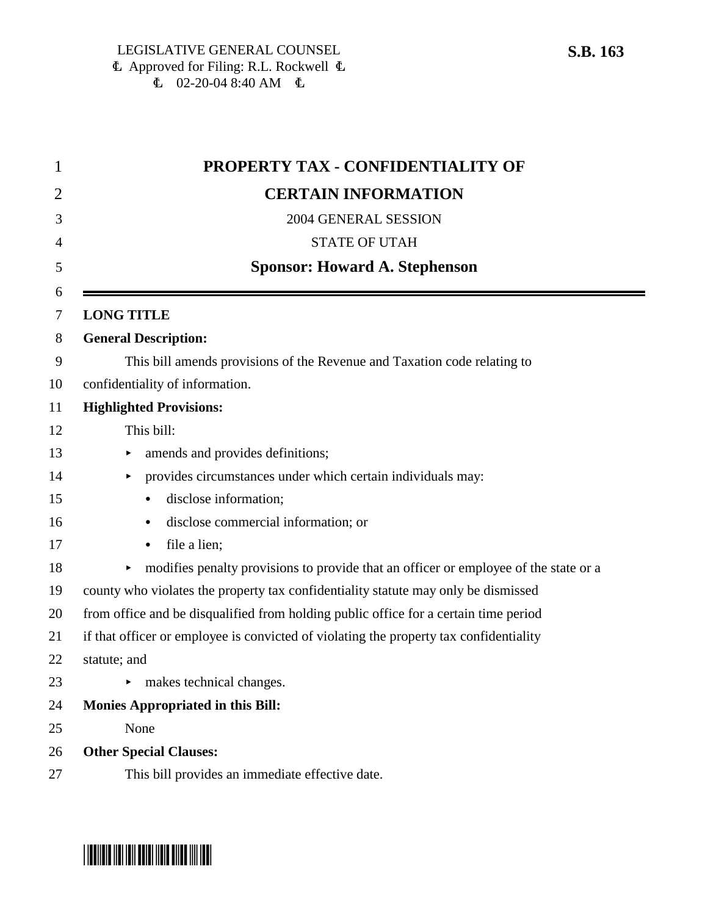LEGISLATIVE GENERAL COUNSEL
Ł Approved for Filing: R.L. Rockwell Ł
Ł 02-20-04 8:40 AM Ł

**S.B. 163**

# PROPERTY TAX - CONFIDENTIALITY OF CERTAIN INFORMATION

2004 GENERAL SESSION

STATE OF UTAH

**Sponsor: Howard A. Stephenson**

---

**LONG TITLE**

**General Description:**

This bill amends provisions of the Revenue and Taxation code relating to confidentiality of information.

**Highlighted Provisions:**

This bill:

- amends and provides definitions;
- provides circumstances under which certain individuals may:
  - disclose information;
  - disclose commercial information; or
  - file a lien;
- modifies penalty provisions to provide that an officer or employee of the state or a county who violates the property tax confidentiality statute may only be dismissed from office and be disqualified from holding public office for a certain time period if that officer or employee is convicted of violating the property tax confidentiality statute; and
- makes technical changes.

**Monies Appropriated in this Bill:**

None

**Other Special Clauses:**

This bill provides an immediate effective date.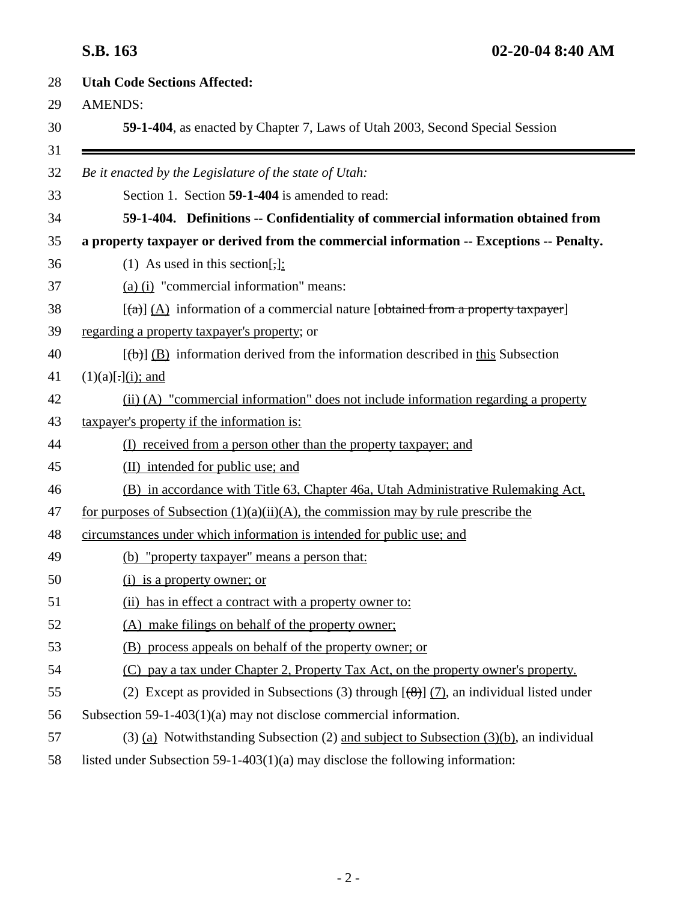**Utah Code Sections Affected:**

AMENDS:

**59-1-404**, as enacted by Chapter 7, Laws of Utah 2003, Second Special Session

---

*Be it enacted by the Legislature of the state of Utah:*

Section 1. Section **59-1-404** is amended to read:

**59-1-404. Definitions -- Confidentiality of commercial information obtained from a property taxpayer or derived from the commercial information -- Exceptions -- Penalty.**

(1) As used in this section[,]:

(a) (i) "commercial information" means:

[(a)] (A) information of a commercial nature [~~obtained from a property taxpayer~~] regarding a property taxpayer's property; or

[(b)] (B) information derived from the information described in this Subsection (1)(a)[.](i); and

(ii) (A) "commercial information" does not include information regarding a property taxpayer's property if the information is:

(I) received from a person other than the property taxpayer; and

(II) intended for public use; and

(B) in accordance with Title 63, Chapter 46a, Utah Administrative Rulemaking Act, for purposes of Subsection (1)(a)(ii)(A), the commission may by rule prescribe the circumstances under which information is intended for public use; and

(b) "property taxpayer" means a person that:

(i) is a property owner; or

(ii) has in effect a contract with a property owner to:

(A) make filings on behalf of the property owner;

(B) process appeals on behalf of the property owner; or

(C) pay a tax under Chapter 2, Property Tax Act, on the property owner's property.

(2) Except as provided in Subsections (3) through [(8)] (7), an individual listed under Subsection 59-1-403(1)(a) may not disclose commercial information.

(3) (a) Notwithstanding Subsection (2) and subject to Subsection (3)(b), an individual listed under Subsection 59-1-403(1)(a) may disclose the following information: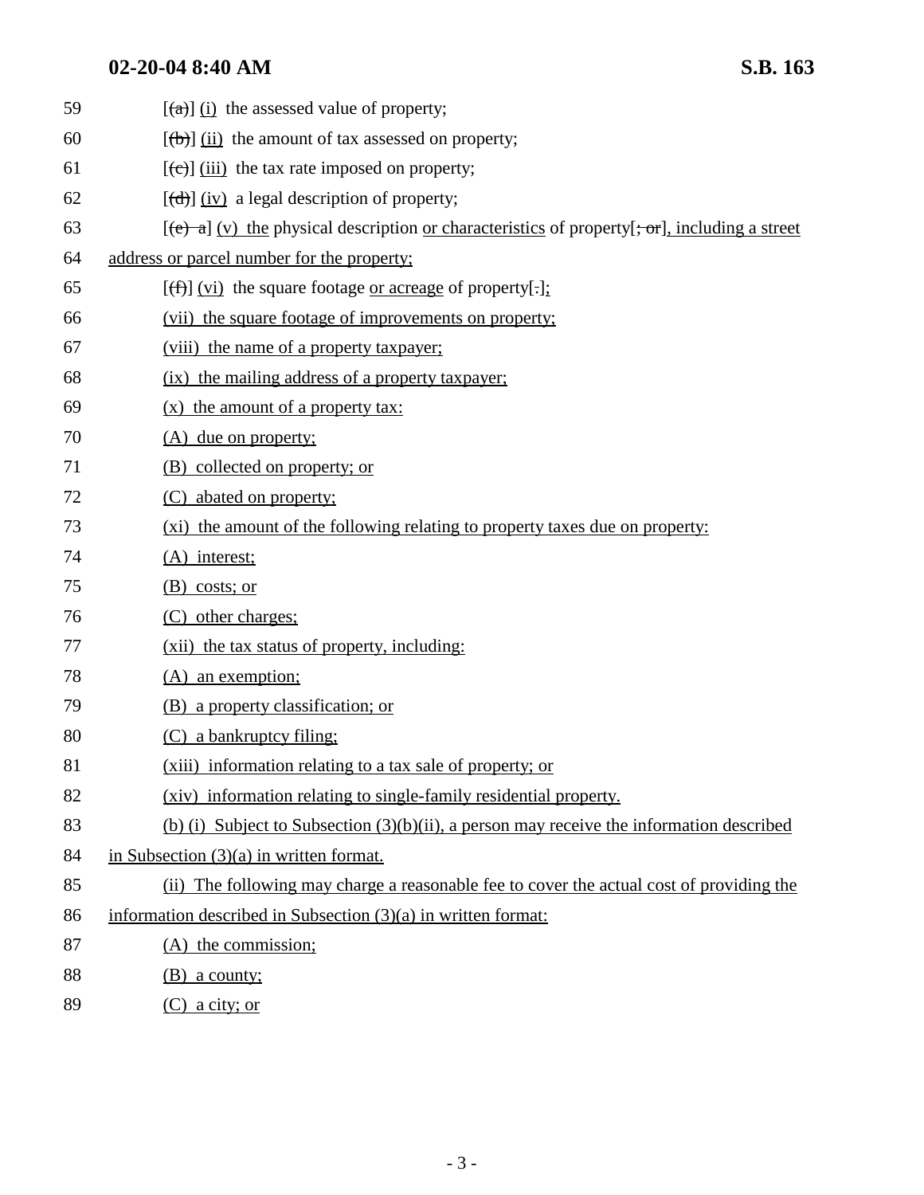59 [(a)] (i) the assessed value of property;

60 [(b)] (ii) the amount of tax assessed on property;

61 [(c)] (iii) the tax rate imposed on property;

62 [(d)] (iv) a legal description of property;

63 [(e) a] (v) the physical description or characteristics of property[; or], including a street

64 address or parcel number for the property;

65 [(f)] (vi) the square footage or acreage of property[.];

66 (vii) the square footage of improvements on property;

67 (viii) the name of a property taxpayer;

68 (ix) the mailing address of a property taxpayer;

69 (x) the amount of a property tax:

70 (A) due on property;

71 (B) collected on property; or

72 (C) abated on property;

73 (xi) the amount of the following relating to property taxes due on property:

74 (A) interest;

75 (B) costs; or

76 (C) other charges;

77 (xii) the tax status of property, including:

78 (A) an exemption;

79 (B) a property classification; or

80 (C) a bankruptcy filing;

81 (xiii) information relating to a tax sale of property; or

82 (xiv) information relating to single-family residential property.

83 (b) (i) Subject to Subsection (3)(b)(ii), a person may receive the information described

84 in Subsection (3)(a) in written format.

85 (ii) The following may charge a reasonable fee to cover the actual cost of providing the

86 information described in Subsection (3)(a) in written format:

87 (A) the commission;

88 (B) a county;

89 (C) a city; or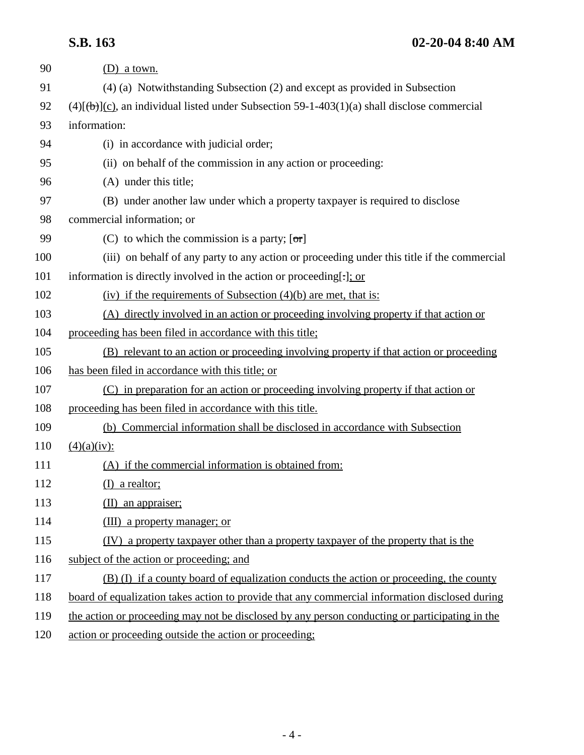90 (D) a town.

91 (4) (a) Notwithstanding Subsection (2) and except as provided in Subsection

92 (4)[(b)](c), an individual listed under Subsection 59-1-403(1)(a) shall disclose commercial

93 information:

94 (i) in accordance with judicial order;

95 (ii) on behalf of the commission in any action or proceeding:

96 (A) under this title;

97 (B) under another law under which a property taxpayer is required to disclose

98 commercial information; or

99 (C) to which the commission is a party; [or]

100 (iii) on behalf of any party to any action or proceeding under this title if the commercial

101 information is directly involved in the action or proceeding[.]; or

102 (iv) if the requirements of Subsection (4)(b) are met, that is:

103 (A) directly involved in an action or proceeding involving property if that action or

104 proceeding has been filed in accordance with this title;

105 (B) relevant to an action or proceeding involving property if that action or proceeding

106 has been filed in accordance with this title; or

107 (C) in preparation for an action or proceeding involving property if that action or

108 proceeding has been filed in accordance with this title.

109 (b) Commercial information shall be disclosed in accordance with Subsection

110 (4)(a)(iv):

111 (A) if the commercial information is obtained from:

112 (I) a realtor;

113 (II) an appraiser;

114 (III) a property manager; or

115 (IV) a property taxpayer other than a property taxpayer of the property that is the

116 subject of the action or proceeding; and

117 (B) (I) if a county board of equalization conducts the action or proceeding, the county

118 board of equalization takes action to provide that any commercial information disclosed during

119 the action or proceeding may not be disclosed by any person conducting or participating in the

120 action or proceeding outside the action or proceeding;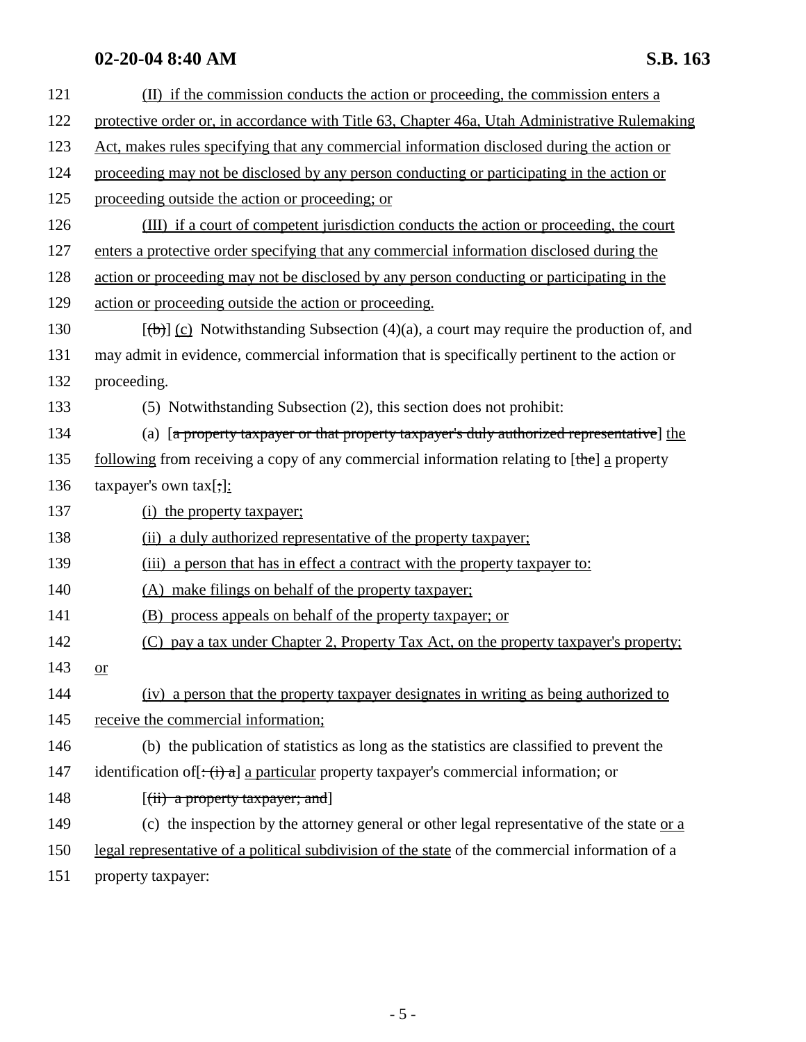(II) if the commission conducts the action or proceeding, the commission enters a protective order or, in accordance with Title 63, Chapter 46a, Utah Administrative Rulemaking Act, makes rules specifying that any commercial information disclosed during the action or proceeding may not be disclosed by any person conducting or participating in the action or proceeding outside the action or proceeding; or

(III) if a court of competent jurisdiction conducts the action or proceeding, the court enters a protective order specifying that any commercial information disclosed during the action or proceeding may not be disclosed by any person conducting or participating in the action or proceeding outside the action or proceeding.

[~~(b)~~] (c) Notwithstanding Subsection (4)(a), a court may require the production of, and may admit in evidence, commercial information that is specifically pertinent to the action or proceeding.

(5) Notwithstanding Subsection (2), this section does not prohibit:

(a) [~~a property taxpayer or that property taxpayer's duly authorized representative~~] the following from receiving a copy of any commercial information relating to [~~the~~] a property taxpayer's own tax[~~;~~]:

(i) the property taxpayer;

(ii) a duly authorized representative of the property taxpayer;

(iii) a person that has in effect a contract with the property taxpayer to:

(A) make filings on behalf of the property taxpayer;

(B) process appeals on behalf of the property taxpayer; or

(C) pay a tax under Chapter 2, Property Tax Act, on the property taxpayer's property; or

(iv) a person that the property taxpayer designates in writing as being authorized to receive the commercial information;

(b) the publication of statistics as long as the statistics are classified to prevent the identification of[~~: (i) a~~] a particular property taxpayer's commercial information; or

[~~(ii) a property taxpayer; and~~]

(c) the inspection by the attorney general or other legal representative of the state or a legal representative of a political subdivision of the state of the commercial information of a property taxpayer: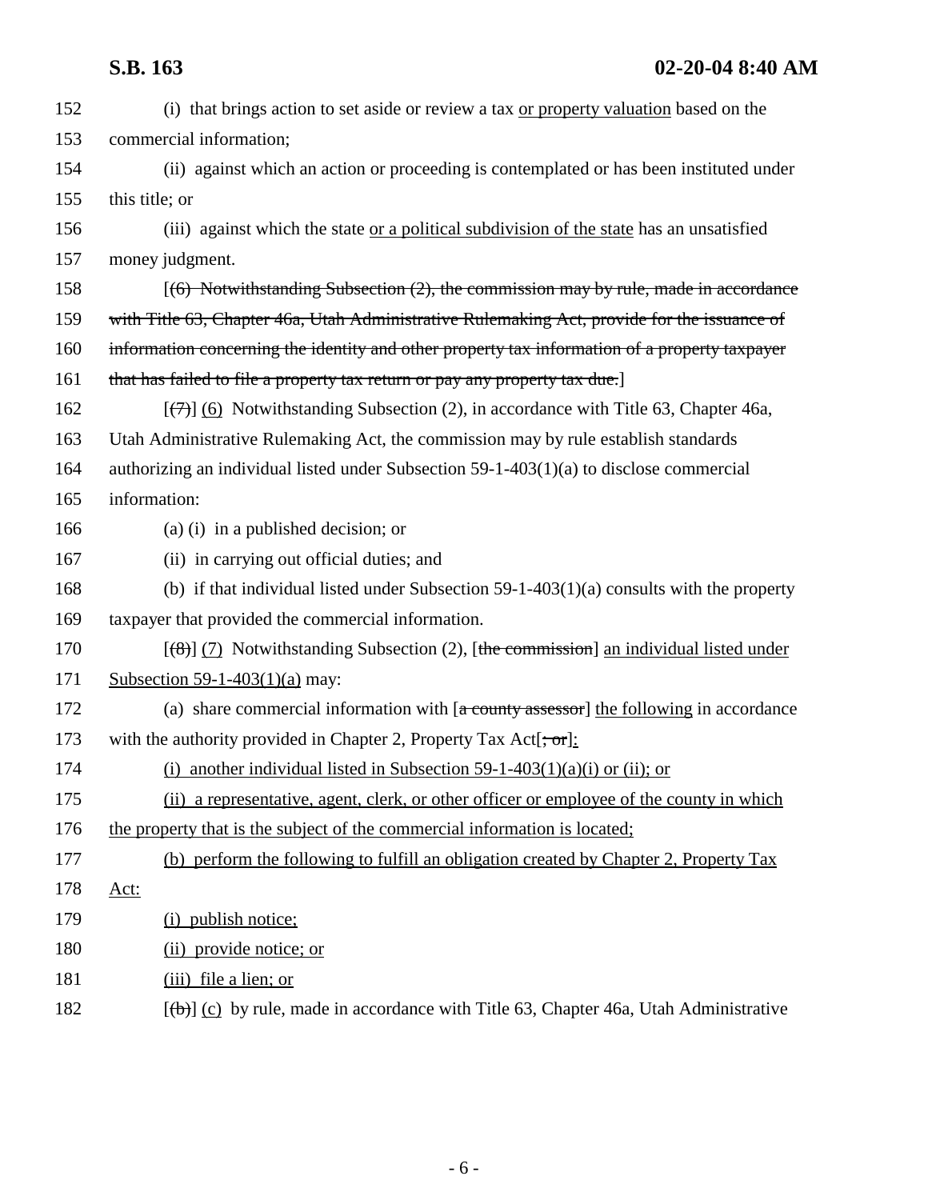152 (i) that brings action to set aside or review a tax or property valuation based on the

153 commercial information;

154 (ii) against which an action or proceeding is contemplated or has been instituted under

155 this title; or

156 (iii) against which the state or a political subdivision of the state has an unsatisfied

157 money judgment.

158 [~~(6) Notwithstanding Subsection (2), the commission may by rule, made in accordance~~

159 ~~with Title 63, Chapter 46a, Utah Administrative Rulemaking Act, provide for the issuance of~~

160 ~~information concerning the identity and other property tax information of a property taxpayer~~

161 ~~that has failed to file a property tax return or pay any property tax due.~~]

162 [~~(7)~~] (6) Notwithstanding Subsection (2), in accordance with Title 63, Chapter 46a,

163 Utah Administrative Rulemaking Act, the commission may by rule establish standards

164 authorizing an individual listed under Subsection 59-1-403(1)(a) to disclose commercial

165 information:

166 (a) (i) in a published decision; or

167 (ii) in carrying out official duties; and

168 (b) if that individual listed under Subsection 59-1-403(1)(a) consults with the property

169 taxpayer that provided the commercial information.

170 [~~(8)~~] (7) Notwithstanding Subsection (2), [~~the commission~~] an individual listed under

171 Subsection 59-1-403(1)(a) may:

172 (a) share commercial information with [~~a county assessor~~] the following in accordance

173 with the authority provided in Chapter 2, Property Tax Act[~~; or~~]:

174 (i) another individual listed in Subsection 59-1-403(1)(a)(i) or (ii); or

175 (ii) a representative, agent, clerk, or other officer or employee of the county in which

176 the property that is the subject of the commercial information is located;

177 (b) perform the following to fulfill an obligation created by Chapter 2, Property Tax

178 Act:

179 (i) publish notice;

180 (ii) provide notice; or

181 (iii) file a lien; or

182 [~~(b)~~] (c) by rule, made in accordance with Title 63, Chapter 46a, Utah Administrative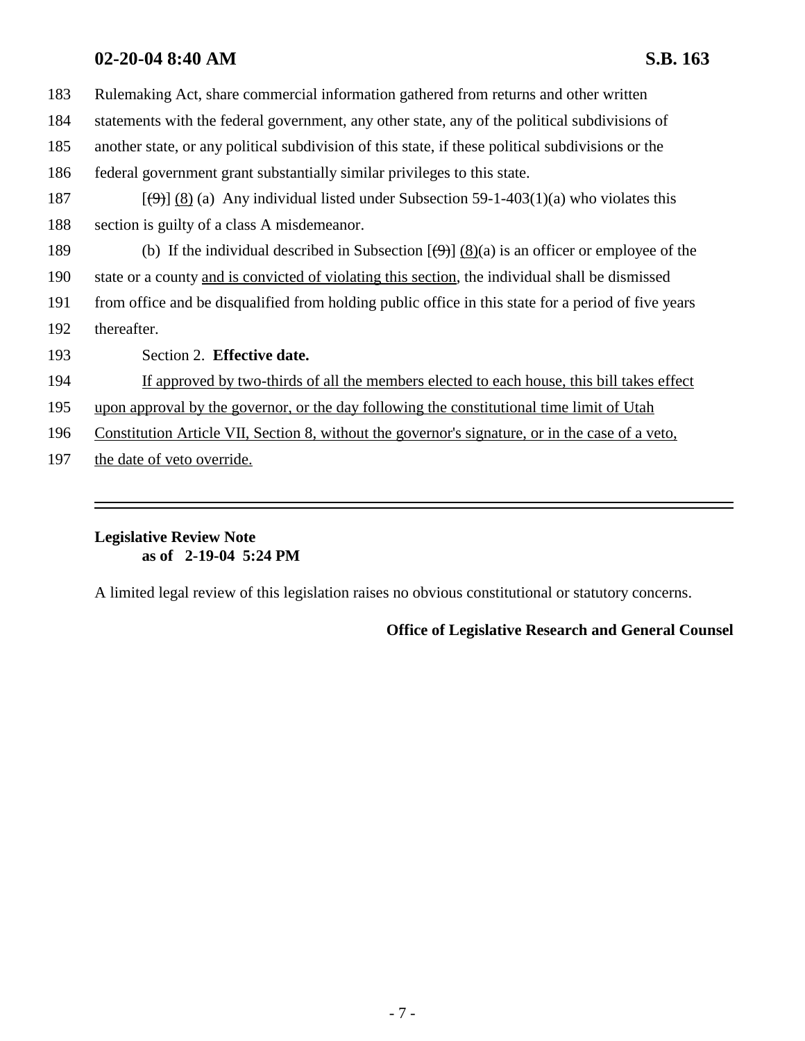183 Rulemaking Act, share commercial information gathered from returns and other written
184 statements with the federal government, any other state, any of the political subdivisions of
185 another state, or any political subdivision of this state, if these political subdivisions or the
186 federal government grant substantially similar privileges to this state.

187 [~~(9)~~] <u>(8)</u> (a) Any individual listed under Subsection 59-1-403(1)(a) who violates this
188 section is guilty of a class A misdemeanor.

189 (b) If the individual described in Subsection [~~(9)~~] <u>(8)</u>(a) is an officer or employee of the
190 state or a county <u>and is convicted of violating this section</u>, the individual shall be dismissed
191 from office and be disqualified from holding public office in this state for a period of five years
192 thereafter.

193 Section 2. **Effective date.**

194 <u>If approved by two-thirds of all the members elected to each house, this bill takes effect</u>
195 <u>upon approval by the governor, or the day following the constitutional time limit of Utah</u>
196 <u>Constitution Article VII, Section 8, without the governor's signature, or in the case of a veto,</u>
197 <u>the date of veto override.</u>

---

**Legislative Review Note**
**as of 2-19-04 5:24 PM**

A limited legal review of this legislation raises no obvious constitutional or statutory concerns.

**Office of Legislative Research and General Counsel**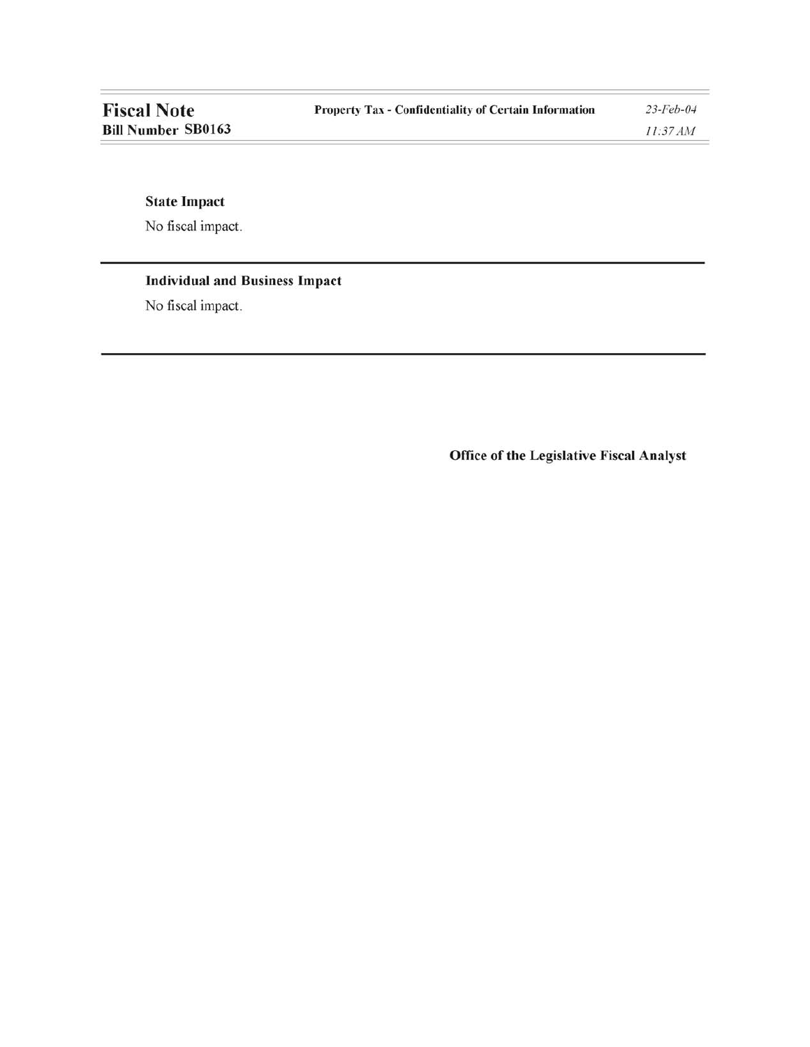# Fiscal Note

**Bill Number SB0163**

**Property Tax - Confidentiality of Certain Information**

*23-Feb-04*

*11:37 AM*

---

**State Impact**

No fiscal impact.

---

**Individual and Business Impact**

No fiscal impact.

---

**Office of the Legislative Fiscal Analyst**